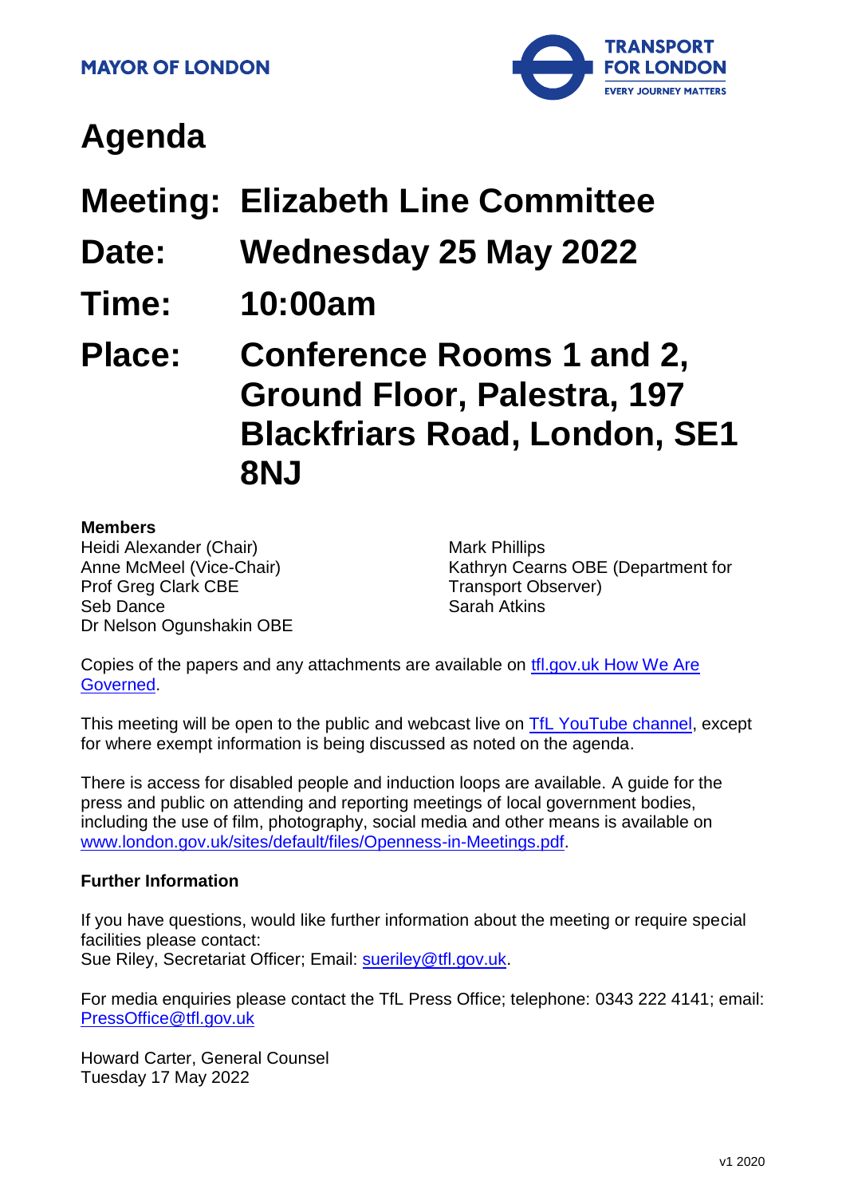MAYOR OF LONDON

TRANSPORT FOR LONDON
EVERY JOURNEY MATTERS

# Agenda

## Meeting: Elizabeth Line Committee

## Date: Wednesday 25 May 2022

## Time: 10:00am

## Place: Conference Rooms 1 and 2, Ground Floor, Palestra, 197 Blackfriars Road, London, SE1 8NJ

**Members**

Heidi Alexander (Chair)
Anne McMeel (Vice-Chair)
Prof Greg Clark CBE
Seb Dance
Dr Nelson Ogunshakin OBE
Mark Phillips
Kathryn Cearns OBE (Department for Transport Observer)
Sarah Atkins

Copies of the papers and any attachments are available on [tfl.gov.uk How We Are Governed](tfl.gov.uk How We Are Governed).

This meeting will be open to the public and webcast live on [TfL YouTube channel](TfL YouTube channel), except for where exempt information is being discussed as noted on the agenda.

There is access for disabled people and induction loops are available. A guide for the press and public on attending and reporting meetings of local government bodies, including the use of film, photography, social media and other means is available on [www.london.gov.uk/sites/default/files/Openness-in-Meetings.pdf](www.london.gov.uk/sites/default/files/Openness-in-Meetings.pdf).

**Further Information**

If you have questions, would like further information about the meeting or require special facilities please contact:
Sue Riley, Secretariat Officer; Email: [sueriley@tfl.gov.uk](mailto:sueriley@tfl.gov.uk).

For media enquiries please contact the TfL Press Office; telephone: 0343 222 4141; email: [PressOffice@tfl.gov.uk](mailto:PressOffice@tfl.gov.uk)

Howard Carter, General Counsel
Tuesday 17 May 2022

v1 2020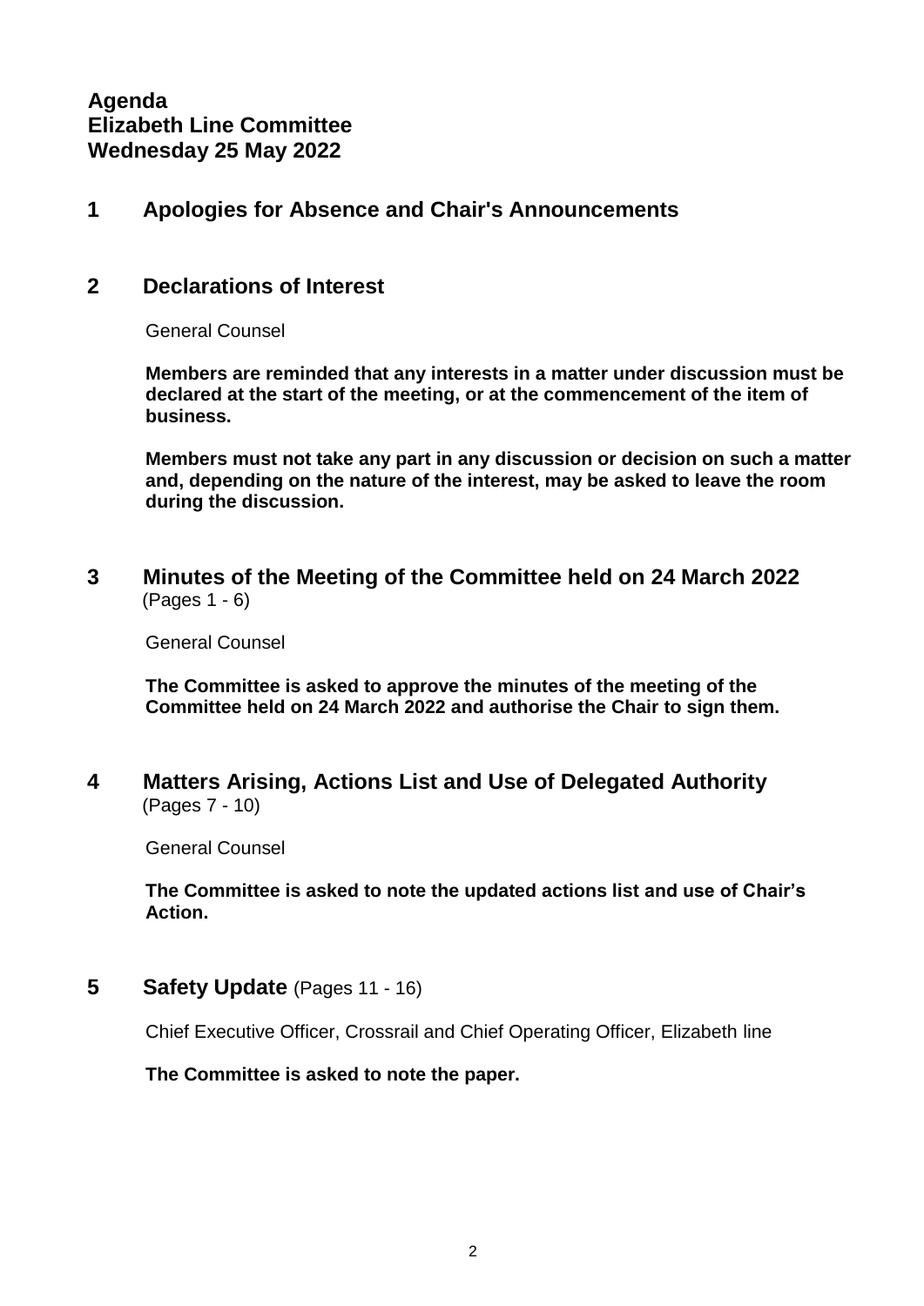**Agenda**
**Elizabeth Line Committee**
**Wednesday 25 May 2022**

## 1 Apologies for Absence and Chair's Announcements

## 2 Declarations of Interest

General Counsel

**Members are reminded that any interests in a matter under discussion must be declared at the start of the meeting, or at the commencement of the item of business.**

**Members must not take any part in any discussion or decision on such a matter and, depending on the nature of the interest, may be asked to leave the room during the discussion.**

## 3 Minutes of the Meeting of the Committee held on 24 March 2022 (Pages 1 - 6)

General Counsel

**The Committee is asked to approve the minutes of the meeting of the Committee held on 24 March 2022 and authorise the Chair to sign them.**

## 4 Matters Arising, Actions List and Use of Delegated Authority (Pages 7 - 10)

General Counsel

**The Committee is asked to note the updated actions list and use of Chair's Action.**

## 5 Safety Update (Pages 11 - 16)

Chief Executive Officer, Crossrail and Chief Operating Officer, Elizabeth line

**The Committee is asked to note the paper.**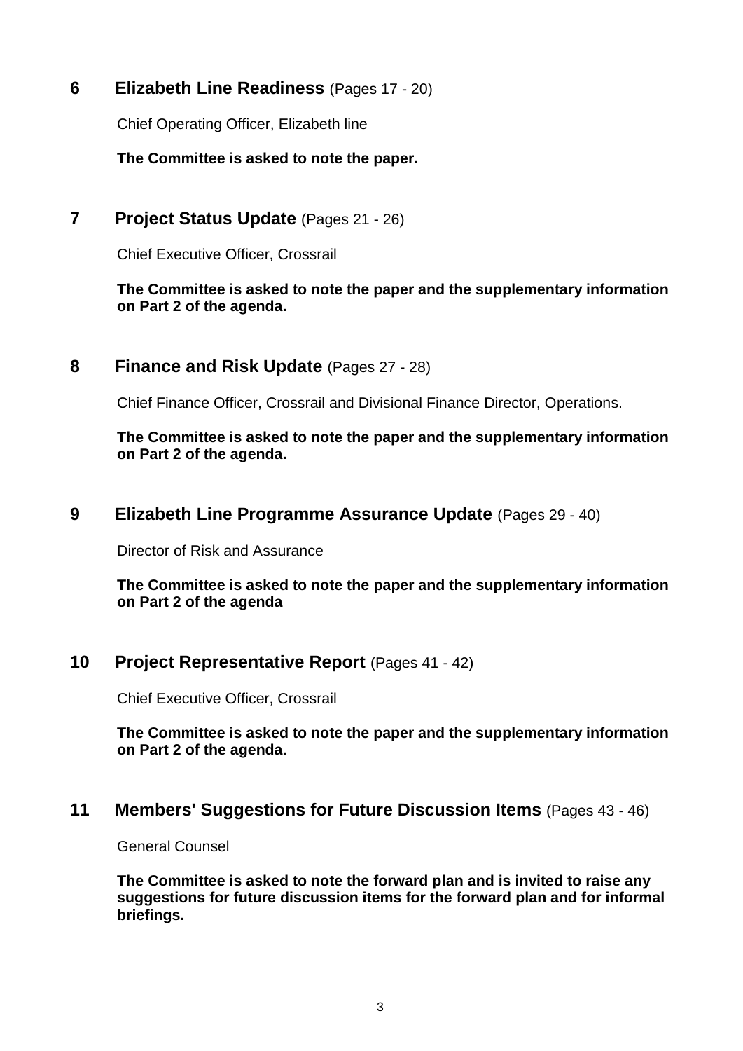## 6 Elizabeth Line Readiness (Pages 17 - 20)

Chief Operating Officer, Elizabeth line

**The Committee is asked to note the paper.**

## 7 Project Status Update (Pages 21 - 26)

Chief Executive Officer, Crossrail

**The Committee is asked to note the paper and the supplementary information on Part 2 of the agenda.**

## 8 Finance and Risk Update (Pages 27 - 28)

Chief Finance Officer, Crossrail and Divisional Finance Director, Operations.

**The Committee is asked to note the paper and the supplementary information on Part 2 of the agenda.**

## 9 Elizabeth Line Programme Assurance Update (Pages 29 - 40)

Director of Risk and Assurance

**The Committee is asked to note the paper and the supplementary information on Part 2 of the agenda**

## 10 Project Representative Report (Pages 41 - 42)

Chief Executive Officer, Crossrail

**The Committee is asked to note the paper and the supplementary information on Part 2 of the agenda.**

## 11 Members' Suggestions for Future Discussion Items (Pages 43 - 46)

General Counsel

**The Committee is asked to note the forward plan and is invited to raise any suggestions for future discussion items for the forward plan and for informal briefings.**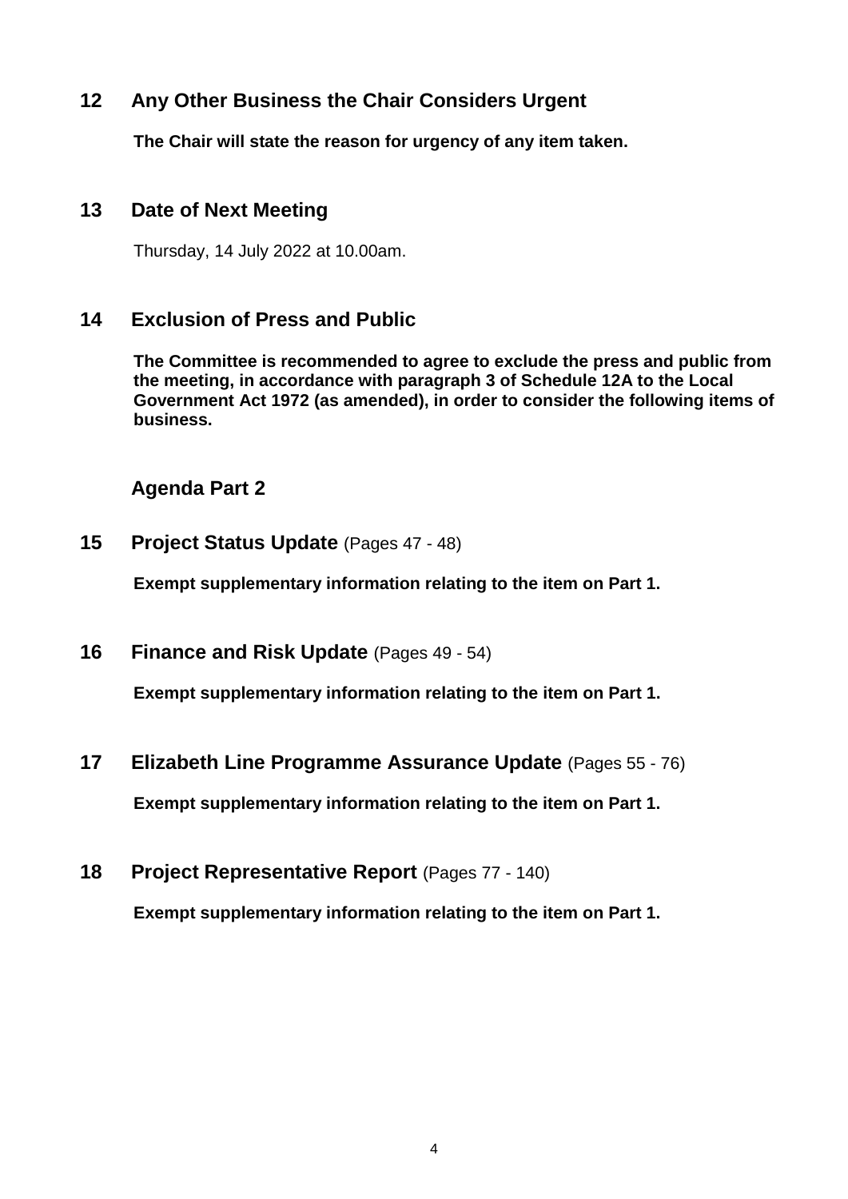## 12 Any Other Business the Chair Considers Urgent

**The Chair will state the reason for urgency of any item taken.**

## 13 Date of Next Meeting

Thursday, 14 July 2022 at 10.00am.

## 14 Exclusion of Press and Public

**The Committee is recommended to agree to exclude the press and public from the meeting, in accordance with paragraph 3 of Schedule 12A to the Local Government Act 1972 (as amended), in order to consider the following items of business.**

## Agenda Part 2

## 15 Project Status Update (Pages 47 - 48)

**Exempt supplementary information relating to the item on Part 1.**

## 16 Finance and Risk Update (Pages 49 - 54)

**Exempt supplementary information relating to the item on Part 1.**

## 17 Elizabeth Line Programme Assurance Update (Pages 55 - 76)

**Exempt supplementary information relating to the item on Part 1.**

## 18 Project Representative Report (Pages 77 - 140)

**Exempt supplementary information relating to the item on Part 1.**